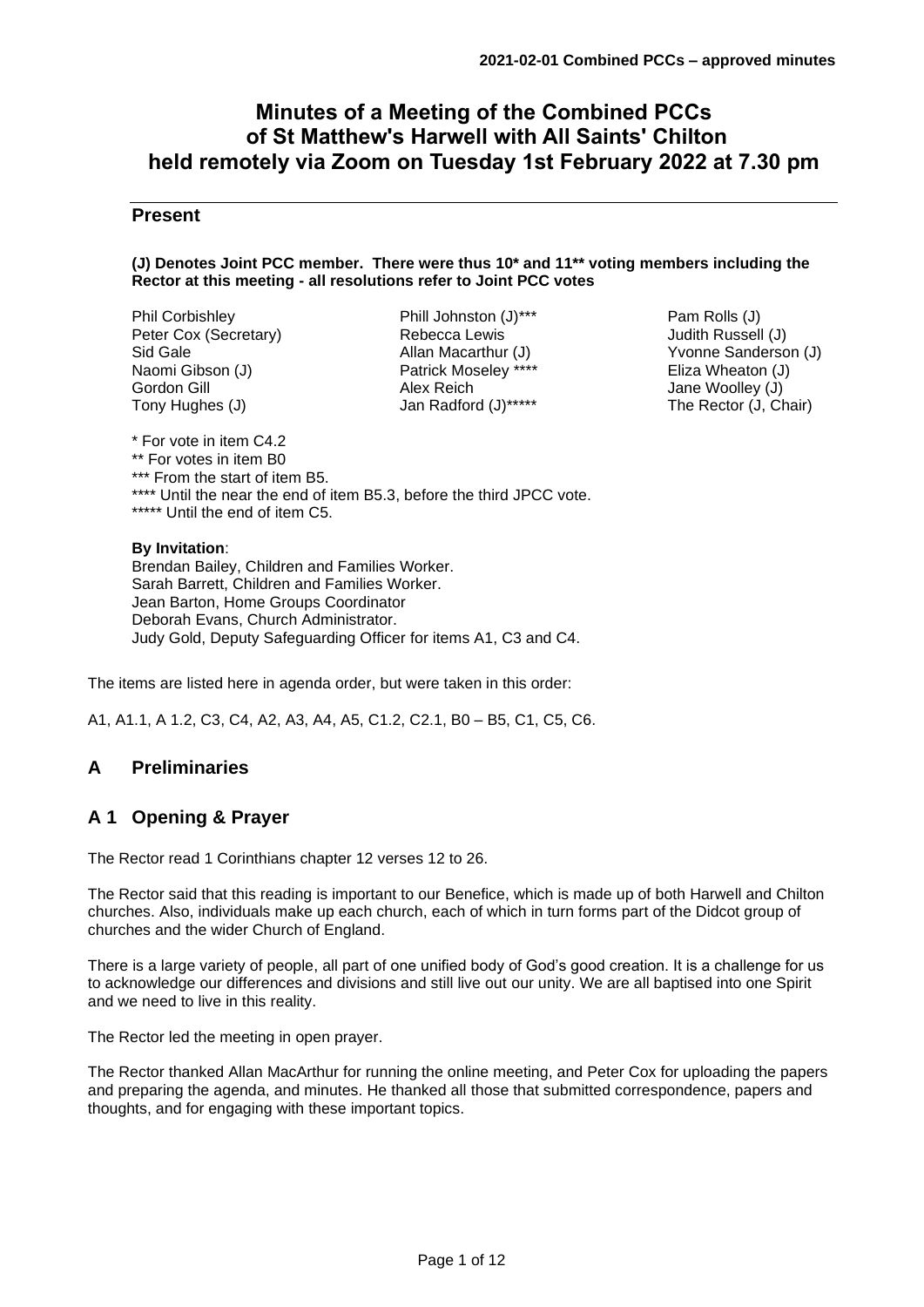# Minutes of a Meeting of the Combined PCCs of St Matthew's Harwell with All Saints' Chilton held remotely via Zoom on Tuesday 1st February 2022 at 7.30 pm

## Present

**(J) Denotes Joint PCC member. There were thus 10* and 11** voting members including the Rector at this meeting - all resolutions refer to Joint PCC votes**

Phil Corbishley
Peter Cox (Secretary)
Sid Gale
Naomi Gibson (J)
Gordon Gill
Tony Hughes (J)
Phill Johnston (J)***
Rebecca Lewis
Allan Macarthur (J)
Patrick Moseley ****
Alex Reich
Jan Radford (J)*****
Pam Rolls (J)
Judith Russell (J)
Yvonne Sanderson (J)
Eliza Wheaton (J)
Jane Woolley (J)
The Rector (J, Chair)

\* For vote in item C4.2
\** For votes in item B0
\*** From the start of item B5.
\**** Until the near the end of item B5.3, before the third JPCC vote.
\***** Until the end of item C5.

**By Invitation**:
Brendan Bailey, Children and Families Worker.
Sarah Barrett, Children and Families Worker.
Jean Barton, Home Groups Coordinator
Deborah Evans, Church Administrator.
Judy Gold, Deputy Safeguarding Officer for items A1, C3 and C4.

The items are listed here in agenda order, but were taken in this order:

A1, A1.1, A 1.2, C3, C4, A2, A3, A4, A5, C1.2, C2.1, B0 – B5, C1, C5, C6.

## A Preliminaries

## A 1 Opening & Prayer

The Rector read 1 Corinthians chapter 12 verses 12 to 26.

The Rector said that this reading is important to our Benefice, which is made up of both Harwell and Chilton churches. Also, individuals make up each church, each of which in turn forms part of the Didcot group of churches and the wider Church of England.

There is a large variety of people, all part of one unified body of God's good creation. It is a challenge for us to acknowledge our differences and divisions and still live out our unity. We are all baptised into one Spirit and we need to live in this reality.

The Rector led the meeting in open prayer.

The Rector thanked Allan MacArthur for running the online meeting, and Peter Cox for uploading the papers and preparing the agenda, and minutes. He thanked all those that submitted correspondence, papers and thoughts, and for engaging with these important topics.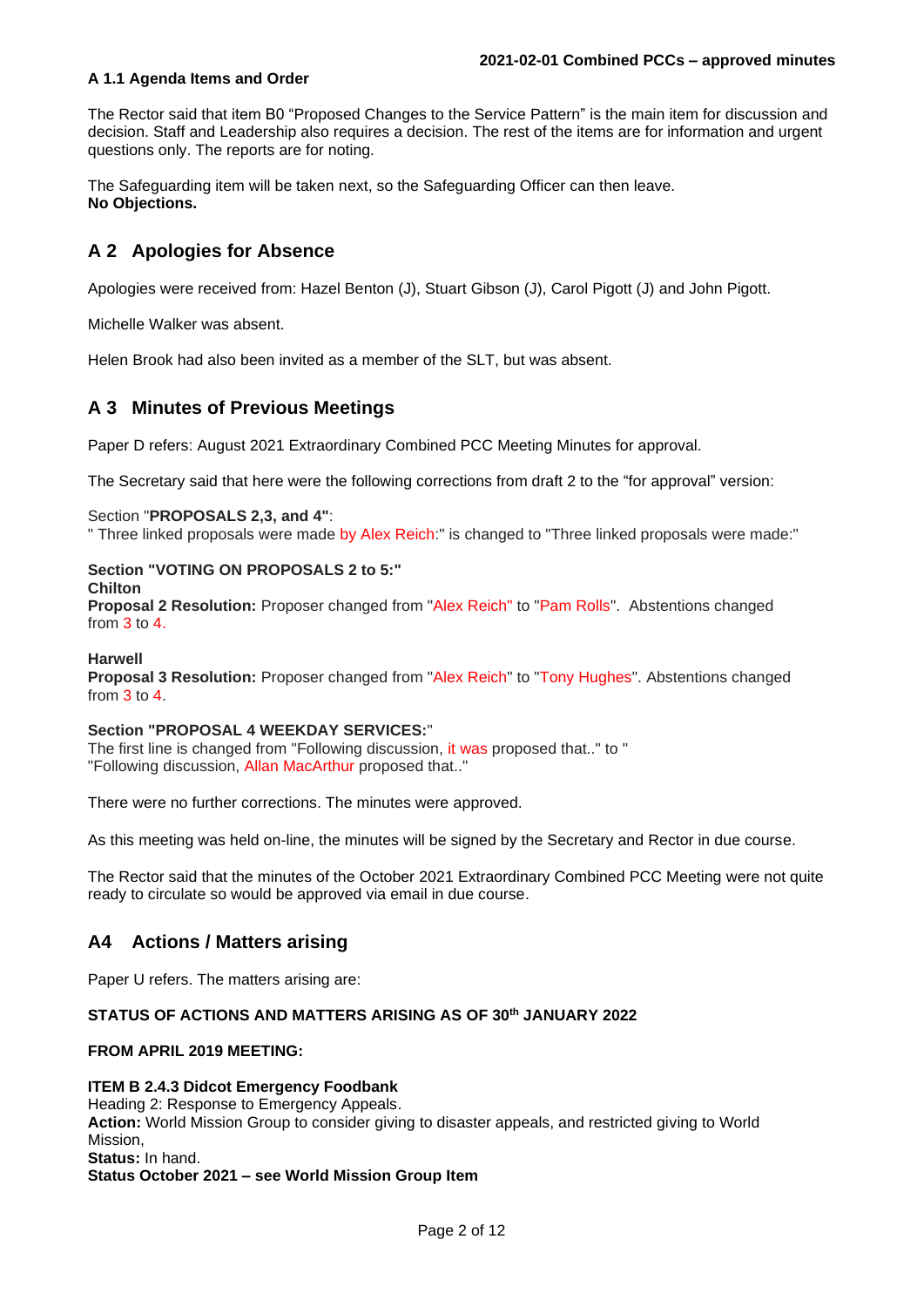### A 1.1 Agenda Items and Order

The Rector said that item B0 "Proposed Changes to the Service Pattern" is the main item for discussion and decision. Staff and Leadership also requires a decision. The rest of the items are for information and urgent questions only. The reports are for noting.

The Safeguarding item will be taken next, so the Safeguarding Officer can then leave.
**No Objections.**

## A 2 Apologies for Absence

Apologies were received from: Hazel Benton (J), Stuart Gibson (J), Carol Pigott (J) and John Pigott.

Michelle Walker was absent.

Helen Brook had also been invited as a member of the SLT, but was absent.

## A 3 Minutes of Previous Meetings

Paper D refers: August 2021 Extraordinary Combined PCC Meeting Minutes for approval.

The Secretary said that here were the following corrections from draft 2 to the "for approval" version:

Section "**PROPOSALS 2,3, and 4**":
" Three linked proposals were made by Alex Reich:" is changed to "Three linked proposals were made:"

**Section "VOTING ON PROPOSALS 2 to 5:"**
**Chilton**
**Proposal 2 Resolution:** Proposer changed from "Alex Reich" to "Pam Rolls". Abstentions changed from 3 to 4.

**Harwell**
**Proposal 3 Resolution:** Proposer changed from "Alex Reich" to "Tony Hughes". Abstentions changed from 3 to 4.

**Section "PROPOSAL 4 WEEKDAY SERVICES:**"
The first line is changed from "Following discussion, it was proposed that.." to "
"Following discussion, Allan MacArthur proposed that.."

There were no further corrections. The minutes were approved.

As this meeting was held on-line, the minutes will be signed by the Secretary and Rector in due course.

The Rector said that the minutes of the October 2021 Extraordinary Combined PCC Meeting were not quite ready to circulate so would be approved via email in due course.

## A4 Actions / Matters arising

Paper U refers. The matters arising are:

**STATUS OF ACTIONS AND MATTERS ARISING AS OF 30th JANUARY 2022**

**FROM APRIL 2019 MEETING:**

**ITEM B 2.4.3 Didcot Emergency Foodbank**
Heading 2: Response to Emergency Appeals.
**Action:** World Mission Group to consider giving to disaster appeals, and restricted giving to World Mission,
**Status:** In hand.
**Status October 2021 – see World Mission Group Item**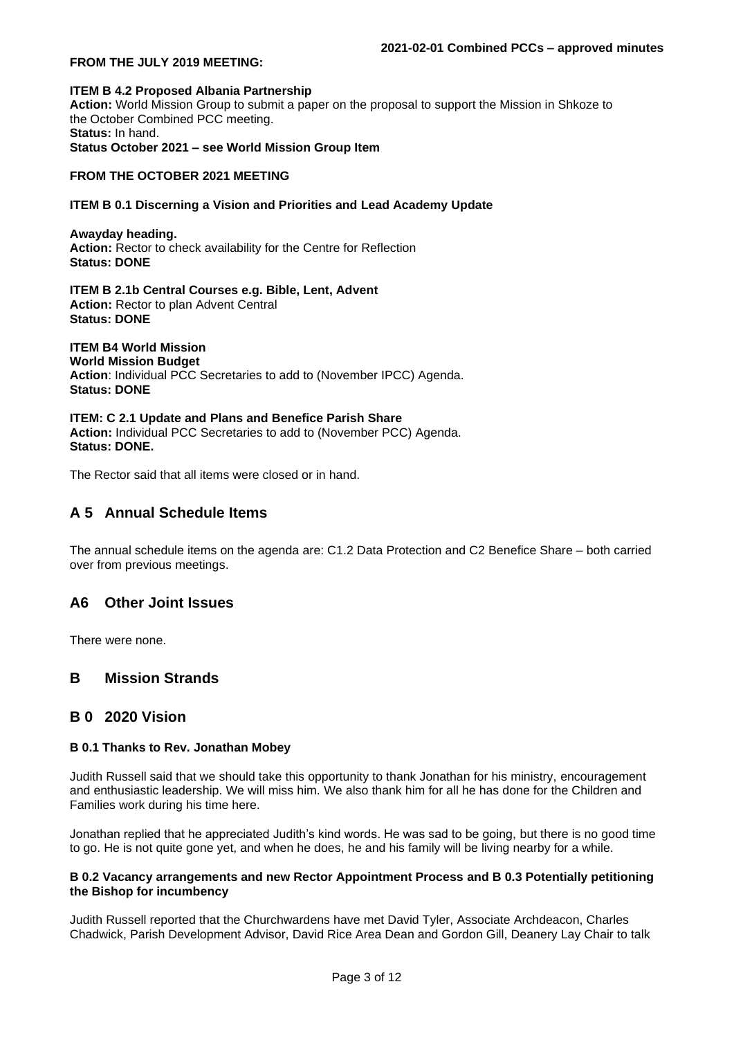**FROM THE JULY 2019 MEETING:**

**ITEM B 4.2 Proposed Albania Partnership**
**Action:** World Mission Group to submit a paper on the proposal to support the Mission in Shkoze to the October Combined PCC meeting.
**Status:** In hand.
**Status October 2021 – see World Mission Group Item**

**FROM THE OCTOBER 2021 MEETING**

**ITEM B 0.1 Discerning a Vision and Priorities and Lead Academy Update**

**Awayday heading.**
**Action:** Rector to check availability for the Centre for Reflection
**Status: DONE**

**ITEM B 2.1b Central Courses e.g. Bible, Lent, Advent**
**Action:** Rector to plan Advent Central
**Status: DONE**

**ITEM B4 World Mission**
**World Mission Budget**
**Action**: Individual PCC Secretaries to add to (November IPCC) Agenda.
**Status: DONE**

**ITEM: C 2.1 Update and Plans and Benefice Parish Share**
**Action:** Individual PCC Secretaries to add to (November PCC) Agenda.
**Status: DONE.**

The Rector said that all items were closed or in hand.

## A 5 Annual Schedule Items

The annual schedule items on the agenda are: C1.2 Data Protection and C2 Benefice Share – both carried over from previous meetings.

## A6 Other Joint Issues

There were none.

## B Mission Strands

## B 0 2020 Vision

### B 0.1 Thanks to Rev. Jonathan Mobey

Judith Russell said that we should take this opportunity to thank Jonathan for his ministry, encouragement and enthusiastic leadership. We will miss him. We also thank him for all he has done for the Children and Families work during his time here.

Jonathan replied that he appreciated Judith's kind words. He was sad to be going, but there is no good time to go. He is not quite gone yet, and when he does, he and his family will be living nearby for a while.

### B 0.2 Vacancy arrangements and new Rector Appointment Process and B 0.3 Potentially petitioning the Bishop for incumbency

Judith Russell reported that the Churchwardens have met David Tyler, Associate Archdeacon, Charles Chadwick, Parish Development Advisor, David Rice Area Dean and Gordon Gill, Deanery Lay Chair to talk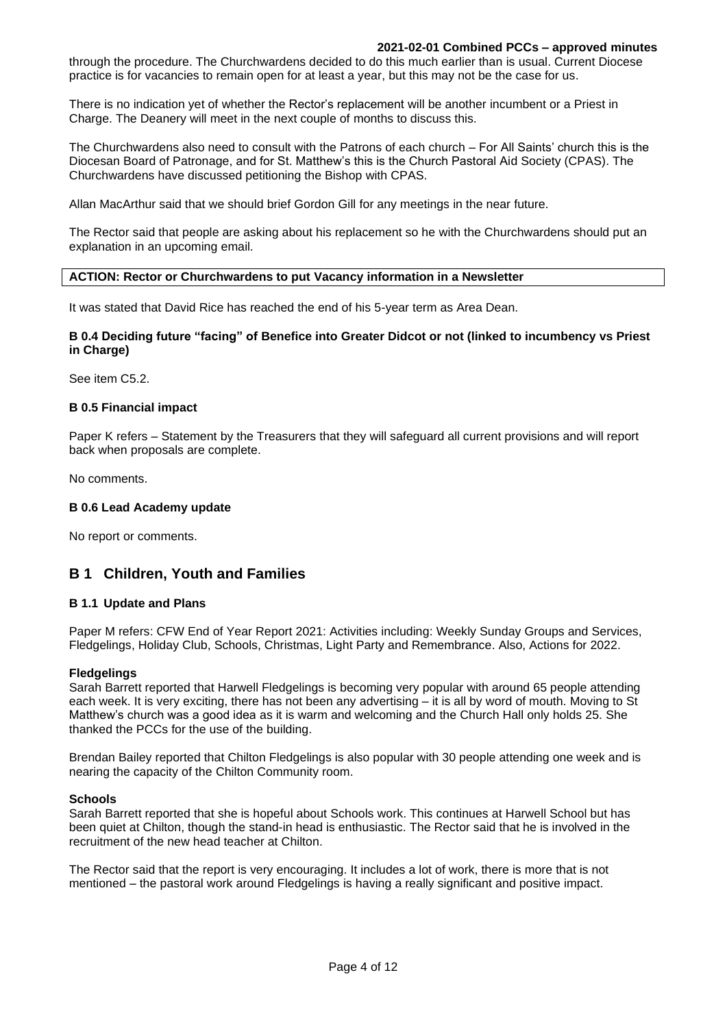through the procedure. The Churchwardens decided to do this much earlier than is usual. Current Diocese practice is for vacancies to remain open for at least a year, but this may not be the case for us.

There is no indication yet of whether the Rector's replacement will be another incumbent or a Priest in Charge. The Deanery will meet in the next couple of months to discuss this.

The Churchwardens also need to consult with the Patrons of each church – For All Saints' church this is the Diocesan Board of Patronage, and for St. Matthew's this is the Church Pastoral Aid Society (CPAS). The Churchwardens have discussed petitioning the Bishop with CPAS.

Allan MacArthur said that we should brief Gordon Gill for any meetings in the near future.

The Rector said that people are asking about his replacement so he with the Churchwardens should put an explanation in an upcoming email.

| **ACTION: Rector or Churchwardens to put Vacancy information in a Newsletter** |
|---|

It was stated that David Rice has reached the end of his 5-year term as Area Dean.

#### B 0.4 Deciding future "facing" of Benefice into Greater Didcot or not (linked to incumbency vs Priest in Charge)

See item C5.2.

#### B 0.5 Financial impact

Paper K refers – Statement by the Treasurers that they will safeguard all current provisions and will report back when proposals are complete.

No comments.

#### B 0.6 Lead Academy update

No report or comments.

## B 1 Children, Youth and Families

#### B 1.1 Update and Plans

Paper M refers: CFW End of Year Report 2021: Activities including: Weekly Sunday Groups and Services, Fledgelings, Holiday Club, Schools, Christmas, Light Party and Remembrance. Also, Actions for 2022.

**Fledgelings**
Sarah Barrett reported that Harwell Fledgelings is becoming very popular with around 65 people attending each week. It is very exciting, there has not been any advertising – it is all by word of mouth. Moving to St Matthew's church was a good idea as it is warm and welcoming and the Church Hall only holds 25. She thanked the PCCs for the use of the building.

Brendan Bailey reported that Chilton Fledgelings is also popular with 30 people attending one week and is nearing the capacity of the Chilton Community room.

**Schools**
Sarah Barrett reported that she is hopeful about Schools work. This continues at Harwell School but has been quiet at Chilton, though the stand-in head is enthusiastic. The Rector said that he is involved in the recruitment of the new head teacher at Chilton.

The Rector said that the report is very encouraging. It includes a lot of work, there is more that is not mentioned – the pastoral work around Fledgelings is having a really significant and positive impact.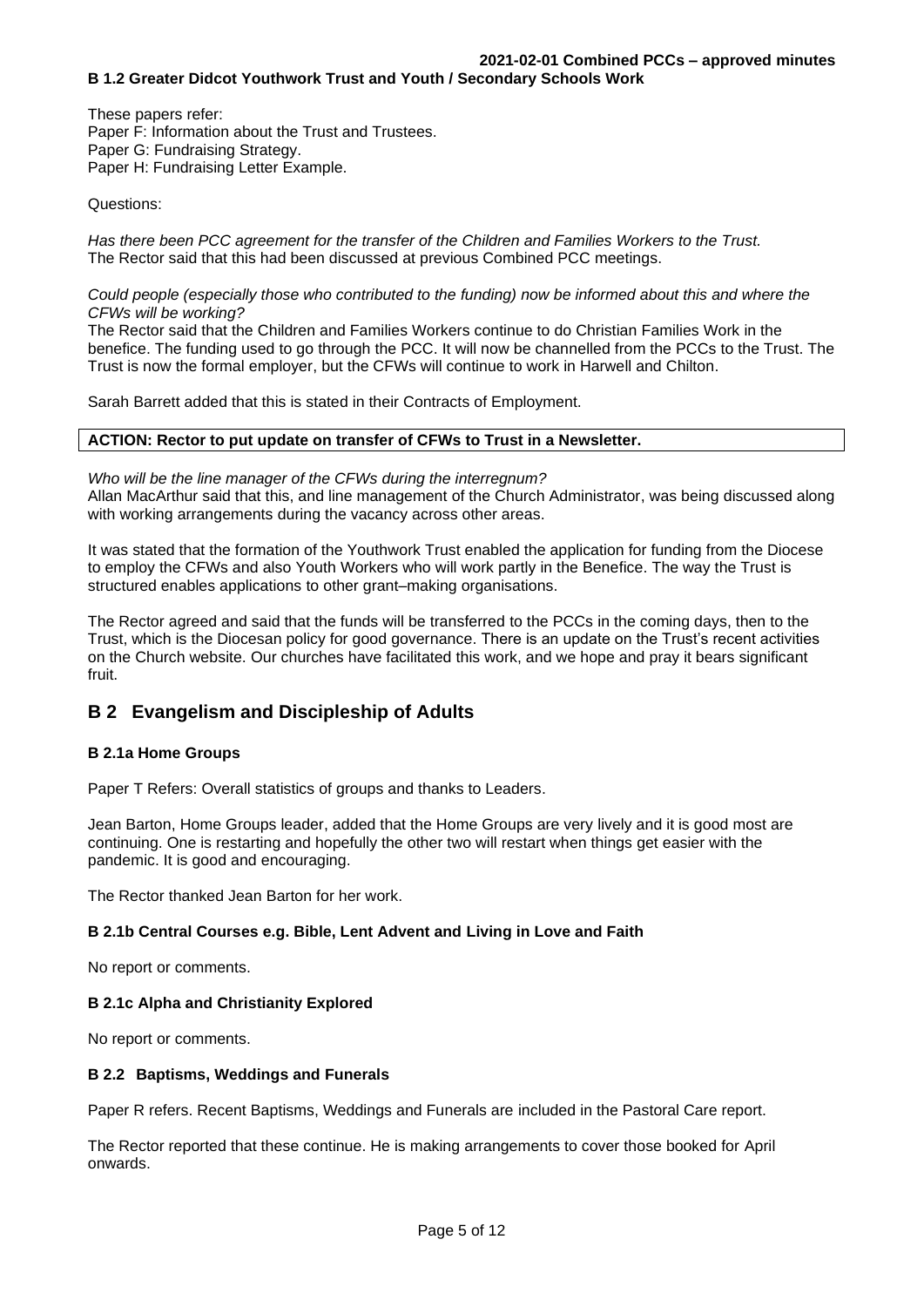### B 1.2 Greater Didcot Youthwork Trust and Youth / Secondary Schools Work

These papers refer:
Paper F: Information about the Trust and Trustees.
Paper G: Fundraising Strategy.
Paper H: Fundraising Letter Example.

Questions:

*Has there been PCC agreement for the transfer of the Children and Families Workers to the Trust.*
The Rector said that this had been discussed at previous Combined PCC meetings.

*Could people (especially those who contributed to the funding) now be informed about this and where the CFWs will be working?*
The Rector said that the Children and Families Workers continue to do Christian Families Work in the benefice. The funding used to go through the PCC. It will now be channelled from the PCCs to the Trust. The Trust is now the formal employer, but the CFWs will continue to work in Harwell and Chilton.

Sarah Barrett added that this is stated in their Contracts of Employment.

**ACTION: Rector to put update on transfer of CFWs to Trust in a Newsletter.**

*Who will be the line manager of the CFWs during the interregnum?*
Allan MacArthur said that this, and line management of the Church Administrator, was being discussed along with working arrangements during the vacancy across other areas.

It was stated that the formation of the Youthwork Trust enabled the application for funding from the Diocese to employ the CFWs and also Youth Workers who will work partly in the Benefice. The way the Trust is structured enables applications to other grant–making organisations.

The Rector agreed and said that the funds will be transferred to the PCCs in the coming days, then to the Trust, which is the Diocesan policy for good governance. There is an update on the Trust's recent activities on the Church website. Our churches have facilitated this work, and we hope and pray it bears significant fruit.

## B 2 Evangelism and Discipleship of Adults

### B 2.1a Home Groups

Paper T Refers: Overall statistics of groups and thanks to Leaders.

Jean Barton, Home Groups leader, added that the Home Groups are very lively and it is good most are continuing. One is restarting and hopefully the other two will restart when things get easier with the pandemic. It is good and encouraging.

The Rector thanked Jean Barton for her work.

### B 2.1b Central Courses e.g. Bible, Lent Advent and Living in Love and Faith

No report or comments.

### B 2.1c Alpha and Christianity Explored

No report or comments.

### B 2.2 Baptisms, Weddings and Funerals

Paper R refers. Recent Baptisms, Weddings and Funerals are included in the Pastoral Care report.

The Rector reported that these continue. He is making arrangements to cover those booked for April onwards.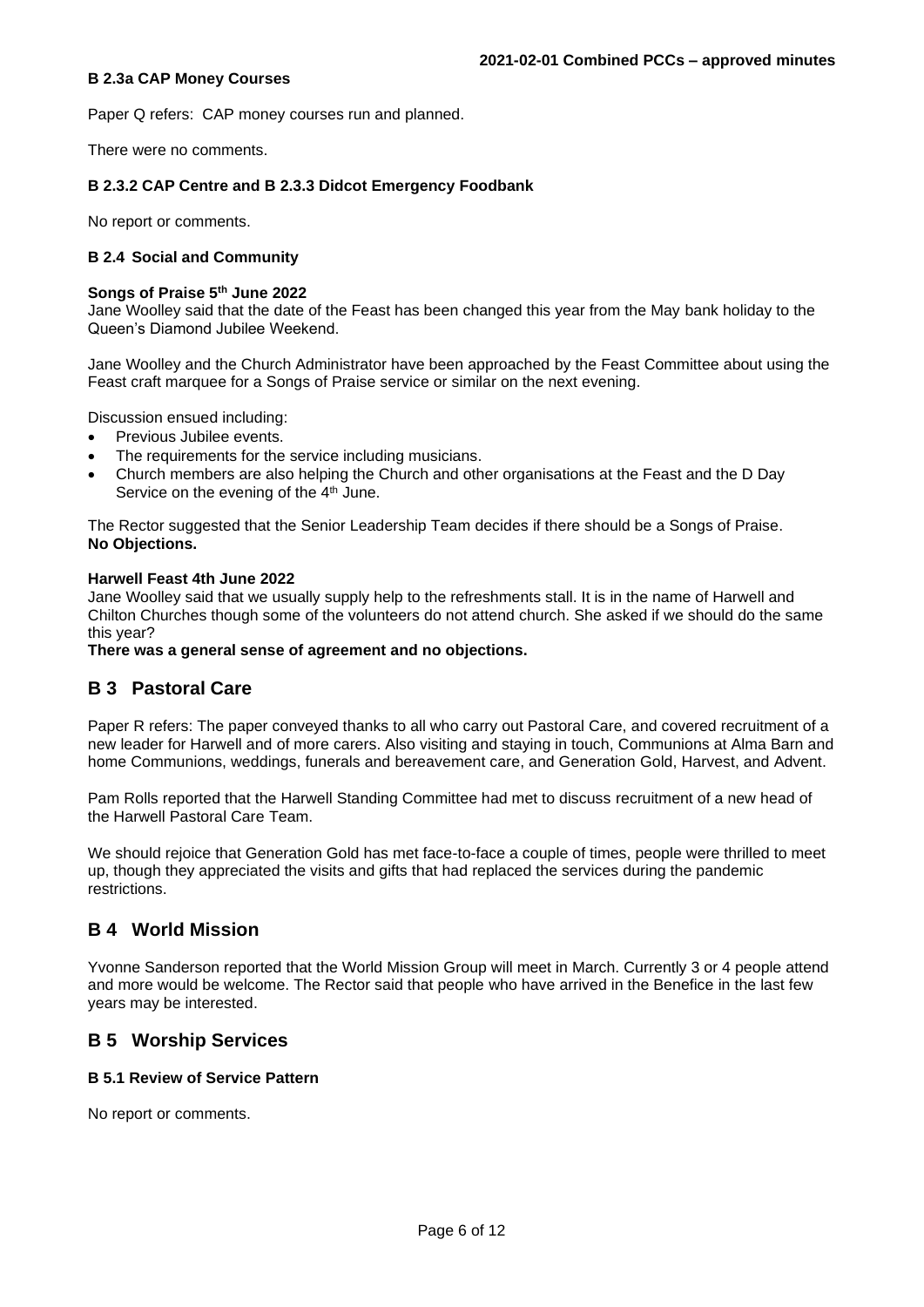#### B 2.3a CAP Money Courses

Paper Q refers: CAP money courses run and planned.

There were no comments.

#### B 2.3.2 CAP Centre and B 2.3.3 Didcot Emergency Foodbank

No report or comments.

#### B 2.4 Social and Community

**Songs of Praise 5th June 2022**

Jane Woolley said that the date of the Feast has been changed this year from the May bank holiday to the Queen's Diamond Jubilee Weekend.

Jane Woolley and the Church Administrator have been approached by the Feast Committee about using the Feast craft marquee for a Songs of Praise service or similar on the next evening.

Discussion ensued including:

- Previous Jubilee events.
- The requirements for the service including musicians.
- Church members are also helping the Church and other organisations at the Feast and the D Day Service on the evening of the 4th June.

The Rector suggested that the Senior Leadership Team decides if there should be a Songs of Praise.
**No Objections.**

**Harwell Feast 4th June 2022**

Jane Woolley said that we usually supply help to the refreshments stall. It is in the name of Harwell and Chilton Churches though some of the volunteers do not attend church. She asked if we should do the same this year?

**There was a general sense of agreement and no objections.**

## B 3 Pastoral Care

Paper R refers: The paper conveyed thanks to all who carry out Pastoral Care, and covered recruitment of a new leader for Harwell and of more carers. Also visiting and staying in touch, Communions at Alma Barn and home Communions, weddings, funerals and bereavement care, and Generation Gold, Harvest, and Advent.

Pam Rolls reported that the Harwell Standing Committee had met to discuss recruitment of a new head of the Harwell Pastoral Care Team.

We should rejoice that Generation Gold has met face-to-face a couple of times, people were thrilled to meet up, though they appreciated the visits and gifts that had replaced the services during the pandemic restrictions.

## B 4 World Mission

Yvonne Sanderson reported that the World Mission Group will meet in March. Currently 3 or 4 people attend and more would be welcome. The Rector said that people who have arrived in the Benefice in the last few years may be interested.

## B 5 Worship Services

#### B 5.1 Review of Service Pattern

No report or comments.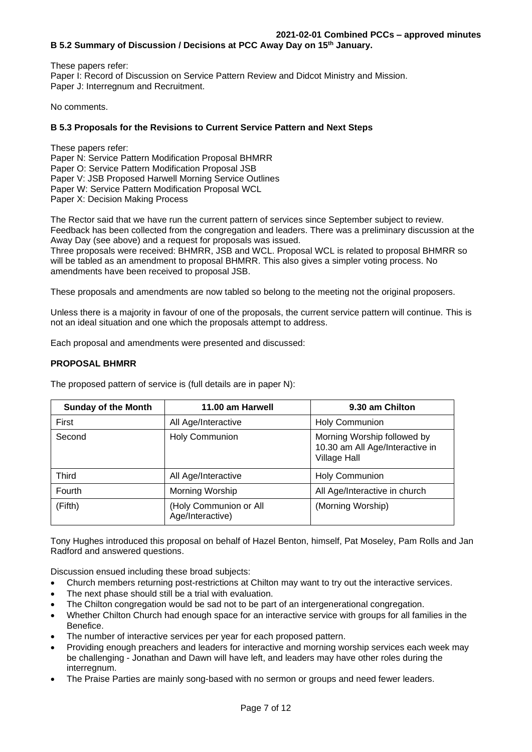### B 5.2 Summary of Discussion / Decisions at PCC Away Day on 15th January.

These papers refer:
Paper I: Record of Discussion on Service Pattern Review and Didcot Ministry and Mission.
Paper J: Interregnum and Recruitment.

No comments.

### B 5.3 Proposals for the Revisions to Current Service Pattern and Next Steps

These papers refer:
Paper N: Service Pattern Modification Proposal BHMRR
Paper O: Service Pattern Modification Proposal JSB
Paper V: JSB Proposed Harwell Morning Service Outlines
Paper W: Service Pattern Modification Proposal WCL
Paper X: Decision Making Process

The Rector said that we have run the current pattern of services since September subject to review. Feedback has been collected from the congregation and leaders. There was a preliminary discussion at the Away Day (see above) and a request for proposals was issued.
Three proposals were received: BHMRR, JSB and WCL. Proposal WCL is related to proposal BHMRR so will be tabled as an amendment to proposal BHMRR. This also gives a simpler voting process. No amendments have been received to proposal JSB.

These proposals and amendments are now tabled so belong to the meeting not the original proposers.

Unless there is a majority in favour of one of the proposals, the current service pattern will continue. This is not an ideal situation and one which the proposals attempt to address.

Each proposal and amendments were presented and discussed:

**PROPOSAL BHMRR**

The proposed pattern of service is (full details are in paper N):

| Sunday of the Month | 11.00 am Harwell | 9.30 am Chilton |
|---|---|---|
| First | All Age/Interactive | Holy Communion |
| Second | Holy Communion | Morning Worship followed by 10.30 am All Age/Interactive in Village Hall |
| Third | All Age/Interactive | Holy Communion |
| Fourth | Morning Worship | All Age/Interactive in church |
| (Fifth) | (Holy Communion or All Age/Interactive) | (Morning Worship) |

Tony Hughes introduced this proposal on behalf of Hazel Benton, himself, Pat Moseley, Pam Rolls and Jan Radford and answered questions.

Discussion ensued including these broad subjects:

- Church members returning post-restrictions at Chilton may want to try out the interactive services.
- The next phase should still be a trial with evaluation.
- The Chilton congregation would be sad not to be part of an intergenerational congregation.
- Whether Chilton Church had enough space for an interactive service with groups for all families in the Benefice.
- The number of interactive services per year for each proposed pattern.
- Providing enough preachers and leaders for interactive and morning worship services each week may be challenging - Jonathan and Dawn will have left, and leaders may have other roles during the interregnum.
- The Praise Parties are mainly song-based with no sermon or groups and need fewer leaders.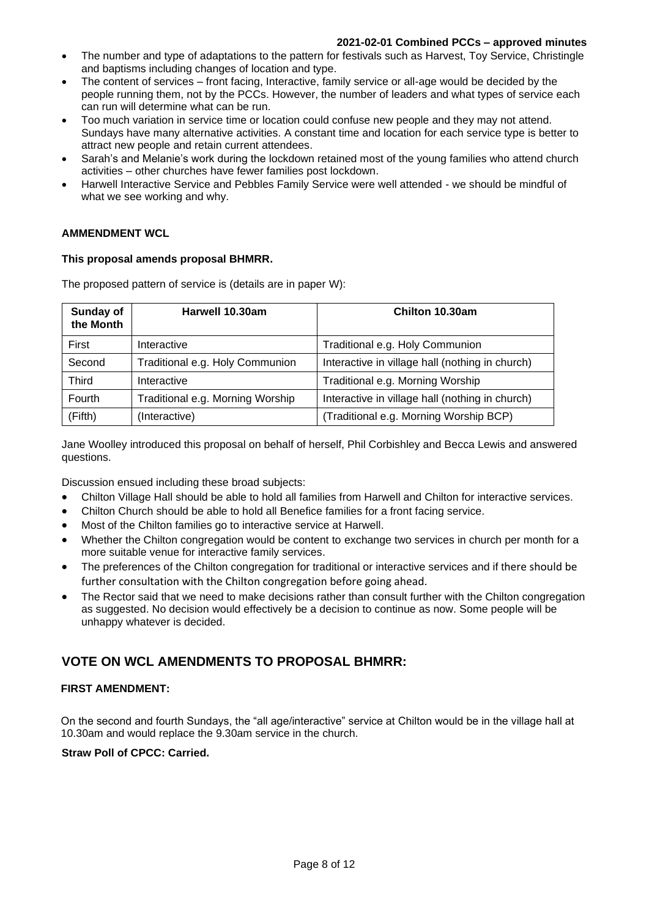- The number and type of adaptations to the pattern for festivals such as Harvest, Toy Service, Christingle and baptisms including changes of location and type.
- The content of services – front facing, Interactive, family service or all-age would be decided by the people running them, not by the PCCs. However, the number of leaders and what types of service each can run will determine what can be run.
- Too much variation in service time or location could confuse new people and they may not attend. Sundays have many alternative activities. A constant time and location for each service type is better to attract new people and retain current attendees.
- Sarah's and Melanie's work during the lockdown retained most of the young families who attend church activities – other churches have fewer families post lockdown.
- Harwell Interactive Service and Pebbles Family Service were well attended - we should be mindful of what we see working and why.

**AMMENDMENT WCL**

**This proposal amends proposal BHMRR.**

The proposed pattern of service is (details are in paper W):

| Sunday of the Month | Harwell 10.30am | Chilton 10.30am |
|---|---|---|
| First | Interactive | Traditional e.g. Holy Communion |
| Second | Traditional e.g. Holy Communion | Interactive in village hall (nothing in church) |
| Third | Interactive | Traditional e.g. Morning Worship |
| Fourth | Traditional e.g. Morning Worship | Interactive in village hall (nothing in church) |
| (Fifth) | (Interactive) | (Traditional e.g. Morning Worship BCP) |

Jane Woolley introduced this proposal on behalf of herself, Phil Corbishley and Becca Lewis and answered questions.

Discussion ensued including these broad subjects:

- Chilton Village Hall should be able to hold all families from Harwell and Chilton for interactive services.
- Chilton Church should be able to hold all Benefice families for a front facing service.
- Most of the Chilton families go to interactive service at Harwell.
- Whether the Chilton congregation would be content to exchange two services in church per month for a more suitable venue for interactive family services.
- The preferences of the Chilton congregation for traditional or interactive services and if there should be further consultation with the Chilton congregation before going ahead.
- The Rector said that we need to make decisions rather than consult further with the Chilton congregation as suggested. No decision would effectively be a decision to continue as now. Some people will be unhappy whatever is decided.

## VOTE ON WCL AMENDMENTS TO PROPOSAL BHMRR:

**FIRST AMENDMENT:**

On the second and fourth Sundays, the "all age/interactive" service at Chilton would be in the village hall at 10.30am and would replace the 9.30am service in the church.

**Straw Poll of CPCC: Carried.**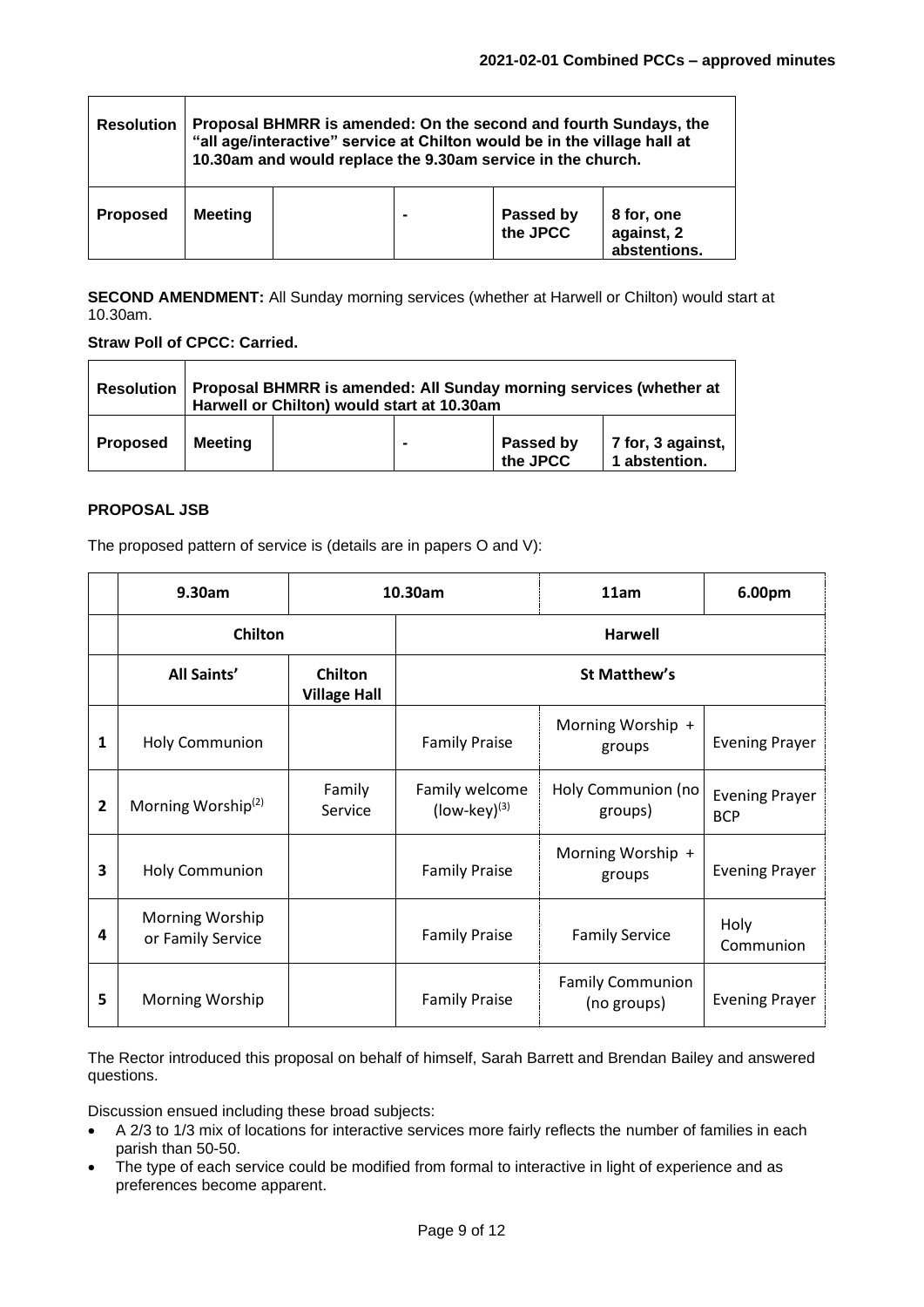| Resolution | Proposal BHMRR is amended: On the second and fourth Sundays, the "all age/interactive" service at Chilton would be in the village hall at 10.30am and would replace the 9.30am service in the church. | | | |
|---|---|---|---|---|
| **Proposed** | **Meeting** | | **-** | **Passed by the JPCC** | **8 for, one against, 2 abstentions.** |

**SECOND AMENDMENT:** All Sunday morning services (whether at Harwell or Chilton) would start at 10.30am.

**Straw Poll of CPCC: Carried.**

| Resolution | Proposal BHMRR is amended: All Sunday morning services (whether at Harwell or Chilton) would start at 10.30am | | | | |
|---|---|---|---|---|---|
| **Proposed** | **Meeting** | | **-** | **Passed by the JPCC** | **7 for, 3 against, 1 abstention.** |

**PROPOSAL JSB**

The proposed pattern of service is (details are in papers O and V):

| | 9.30am | 10.30am | | 11am | 6.00pm |
|---|---|---|---|---|---|
| | Chilton | | Harwell | | |
| | All Saints' | Chilton Village Hall | St Matthew's | | |
| 1 | Holy Communion | | Family Praise | Morning Worship + groups | Evening Prayer |
| 2 | Morning Worship(2) | Family Service | Family welcome (low-key)(3) | Holy Communion (no groups) | Evening Prayer BCP |
| 3 | Holy Communion | | Family Praise | Morning Worship + groups | Evening Prayer |
| 4 | Morning Worship or Family Service | | Family Praise | Family Service | Holy Communion |
| 5 | Morning Worship | | Family Praise | Family Communion (no groups) | Evening Prayer |

The Rector introduced this proposal on behalf of himself, Sarah Barrett and Brendan Bailey and answered questions.

Discussion ensued including these broad subjects:

- A 2/3 to 1/3 mix of locations for interactive services more fairly reflects the number of families in each parish than 50-50.
- The type of each service could be modified from formal to interactive in light of experience and as preferences become apparent.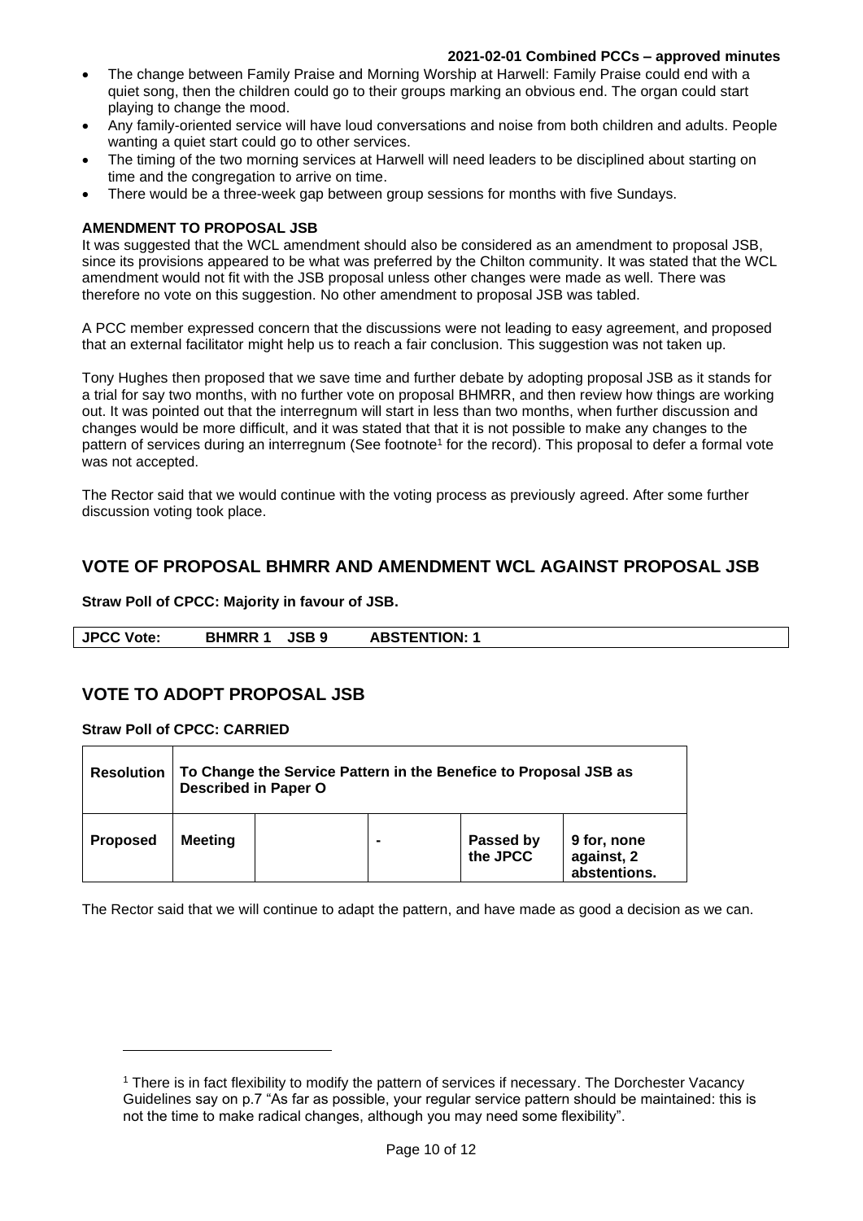- The change between Family Praise and Morning Worship at Harwell: Family Praise could end with a quiet song, then the children could go to their groups marking an obvious end. The organ could start playing to change the mood.
- Any family-oriented service will have loud conversations and noise from both children and adults. People wanting a quiet start could go to other services.
- The timing of the two morning services at Harwell will need leaders to be disciplined about starting on time and the congregation to arrive on time.
- There would be a three-week gap between group sessions for months with five Sundays.

**AMENDMENT TO PROPOSAL JSB**

It was suggested that the WCL amendment should also be considered as an amendment to proposal JSB, since its provisions appeared to be what was preferred by the Chilton community. It was stated that the WCL amendment would not fit with the JSB proposal unless other changes were made as well. There was therefore no vote on this suggestion. No other amendment to proposal JSB was tabled.

A PCC member expressed concern that the discussions were not leading to easy agreement, and proposed that an external facilitator might help us to reach a fair conclusion. This suggestion was not taken up.

Tony Hughes then proposed that we save time and further debate by adopting proposal JSB as it stands for a trial for say two months, with no further vote on proposal BHMRR, and then review how things are working out. It was pointed out that the interregnum will start in less than two months, when further discussion and changes would be more difficult, and it was stated that that it is not possible to make any changes to the pattern of services during an interregnum (See footnote[1] for the record). This proposal to defer a formal vote was not accepted.

The Rector said that we would continue with the voting process as previously agreed. After some further discussion voting took place.

## VOTE OF PROPOSAL BHMRR AND AMENDMENT WCL AGAINST PROPOSAL JSB

**Straw Poll of CPCC: Majority in favour of JSB.**

| JPCC Vote: | BHMRR 1 | JSB 9 | ABSTENTION: 1 |
|---|---|---|---|

## VOTE TO ADOPT PROPOSAL JSB

**Straw Poll of CPCC: CARRIED**

| Resolution | To Change the Service Pattern in the Benefice to Proposal JSB as Described in Paper O | | | | |
|---|---|---|---|---|---|
| Proposed | Meeting | | - | Passed by the JPCC | 9 for, none against, 2 abstentions. |

The Rector said that we will continue to adapt the pattern, and have made as good a decision as we can.

[1] There is in fact flexibility to modify the pattern of services if necessary. The Dorchester Vacancy Guidelines say on p.7 "As far as possible, your regular service pattern should be maintained: this is not the time to make radical changes, although you may need some flexibility".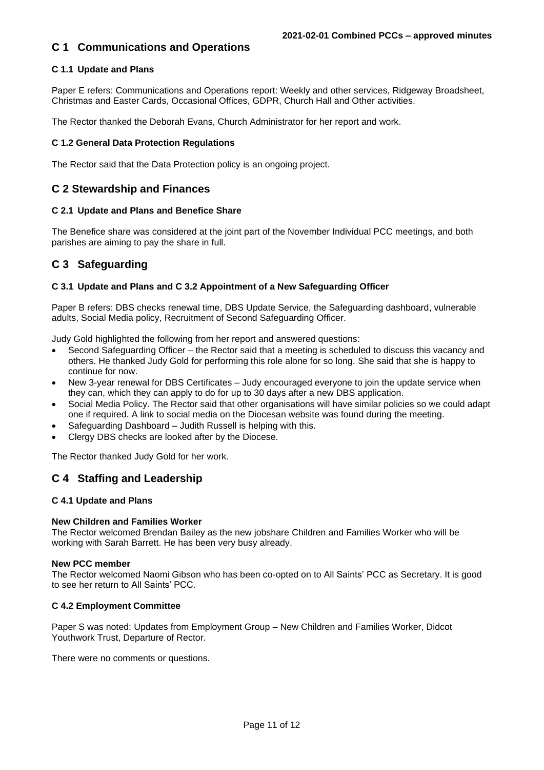## C 1 Communications and Operations

### C 1.1 Update and Plans

Paper E refers: Communications and Operations report: Weekly and other services, Ridgeway Broadsheet, Christmas and Easter Cards, Occasional Offices, GDPR, Church Hall and Other activities.

The Rector thanked the Deborah Evans, Church Administrator for her report and work.

### C 1.2 General Data Protection Regulations

The Rector said that the Data Protection policy is an ongoing project.

## C 2 Stewardship and Finances

### C 2.1 Update and Plans and Benefice Share

The Benefice share was considered at the joint part of the November Individual PCC meetings, and both parishes are aiming to pay the share in full.

## C 3 Safeguarding

### C 3.1 Update and Plans and C 3.2 Appointment of a New Safeguarding Officer

Paper B refers: DBS checks renewal time, DBS Update Service, the Safeguarding dashboard, vulnerable adults, Social Media policy, Recruitment of Second Safeguarding Officer.

Judy Gold highlighted the following from her report and answered questions:

- Second Safeguarding Officer – the Rector said that a meeting is scheduled to discuss this vacancy and others. He thanked Judy Gold for performing this role alone for so long. She said that she is happy to continue for now.
- New 3-year renewal for DBS Certificates – Judy encouraged everyone to join the update service when they can, which they can apply to do for up to 30 days after a new DBS application.
- Social Media Policy. The Rector said that other organisations will have similar policies so we could adapt one if required. A link to social media on the Diocesan website was found during the meeting.
- Safeguarding Dashboard – Judith Russell is helping with this.
- Clergy DBS checks are looked after by the Diocese.

The Rector thanked Judy Gold for her work.

## C 4 Staffing and Leadership

### C 4.1 Update and Plans

**New Children and Families Worker**
The Rector welcomed Brendan Bailey as the new jobshare Children and Families Worker who will be working with Sarah Barrett. He has been very busy already.

**New PCC member**
The Rector welcomed Naomi Gibson who has been co-opted on to All Saints' PCC as Secretary. It is good to see her return to All Saints' PCC.

### C 4.2 Employment Committee

Paper S was noted: Updates from Employment Group – New Children and Families Worker, Didcot Youthwork Trust, Departure of Rector.

There were no comments or questions.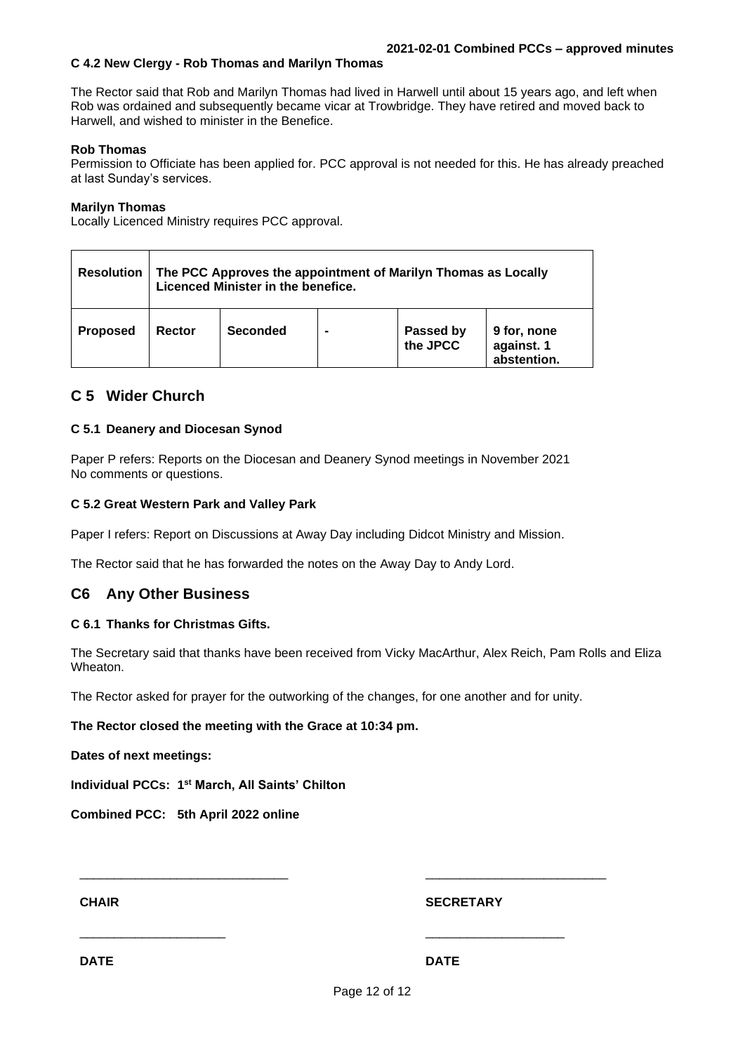### C 4.2 New Clergy - Rob Thomas and Marilyn Thomas

The Rector said that Rob and Marilyn Thomas had lived in Harwell until about 15 years ago, and left when Rob was ordained and subsequently became vicar at Trowbridge. They have retired and moved back to Harwell, and wished to minister in the Benefice.

**Rob Thomas**
Permission to Officiate has been applied for. PCC approval is not needed for this. He has already preached at last Sunday's services.

**Marilyn Thomas**
Locally Licenced Ministry requires PCC approval.

| | | | | | |
|---|---|---|---|---|---|
| **Resolution** | **The PCC Approves the appointment of Marilyn Thomas as Locally Licenced Minister in the benefice.** | | | | |
| **Proposed** | **Rector** | **Seconded** | **-** | **Passed by the JPCC** | **9 for, none against. 1 abstention.** |

## C 5 Wider Church

### C 5.1 Deanery and Diocesan Synod

Paper P refers: Reports on the Diocesan and Deanery Synod meetings in November 2021
No comments or questions.

### C 5.2 Great Western Park and Valley Park

Paper I refers: Report on Discussions at Away Day including Didcot Ministry and Mission.

The Rector said that he has forwarded the notes on the Away Day to Andy Lord.

## C6 Any Other Business

### C 6.1 Thanks for Christmas Gifts.

The Secretary said that thanks have been received from Vicky MacArthur, Alex Reich, Pam Rolls and Eliza Wheaton.

The Rector asked for prayer for the outworking of the changes, for one another and for unity.

**The Rector closed the meeting with the Grace at 10:34 pm.**

**Dates of next meetings:**

**Individual PCCs: 1st March, All Saints' Chilton**

**Combined PCC: 5th April 2022 online**

______________________________ ______________________________

**CHAIR** **SECRETARY**

______________________ ______________________

**DATE** **DATE**